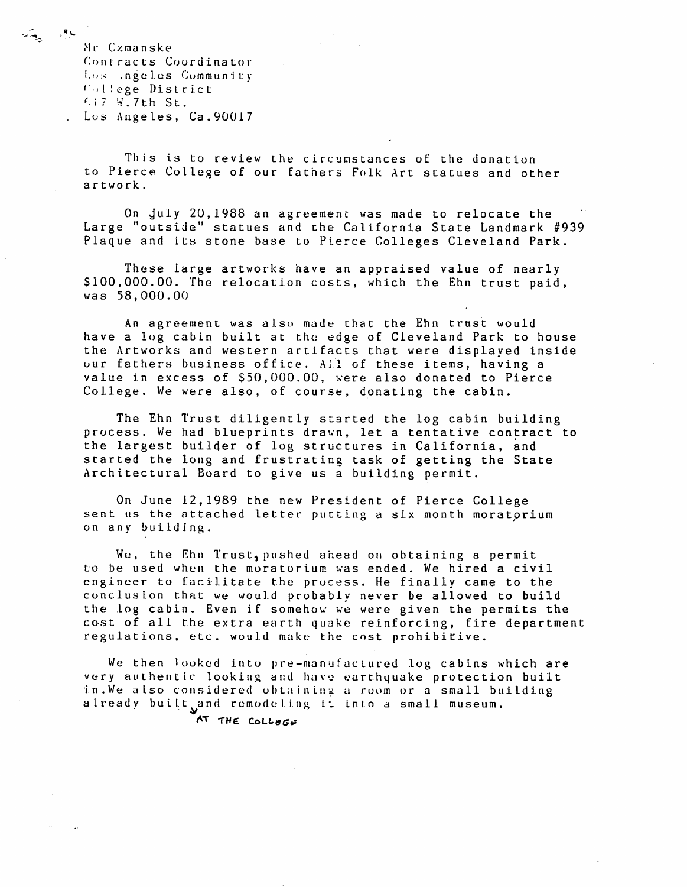Mr Czmanske
Contracts Coordinator
Los Angeles Community
College District
617 W.7th St.
Los Angeles, Ca.90017

This is to review the circumstances of the donation to Pierce College of our fathers Folk Art statues and other artwork.

On July 20,1988 an agreement was made to relocate the Large "outside" statues and the California State Landmark #939 Plaque and its stone base to Pierce Colleges Cleveland Park.

These large artworks have an appraised value of nearly $100,000.00. The relocation costs, which the Ehn trust paid, was 58,000.00

An agreement was also made that the Ehn trust would have a log cabin built at the edge of Cleveland Park to house the Artworks and western artifacts that were displayed inside our fathers business office. All of these items, having a value in excess of $50,000.00, were also donated to Pierce College. We were also, of course, donating the cabin.

The Ehn Trust diligently started the log cabin building process. We had blueprints drawn, let a tentative contract to the largest builder of log structures in California, and started the long and frustrating task of getting the State Architectural Board to give us a building permit.

On June 12,1989 the new President of Pierce College sent us the attached letter putting a six month moratorium on any building.

We, the Ehn Trust, pushed ahead on obtaining a permit to be used when the moratorium was ended. We hired a civil engineer to facilitate the process. He finally came to the conclusion that we would probably never be allowed to build the log cabin. Even if somehow we were given the permits the cost of all the extra earth quake reinforcing, fire department regulations, etc. would make the cost prohibitive.

We then looked into pre-manufactured log cabins which are very authentic looking and have earthquake protection built in. We also considered obtaining a room or a small building already built AT THE COLLEGE and remodeling it into a small museum.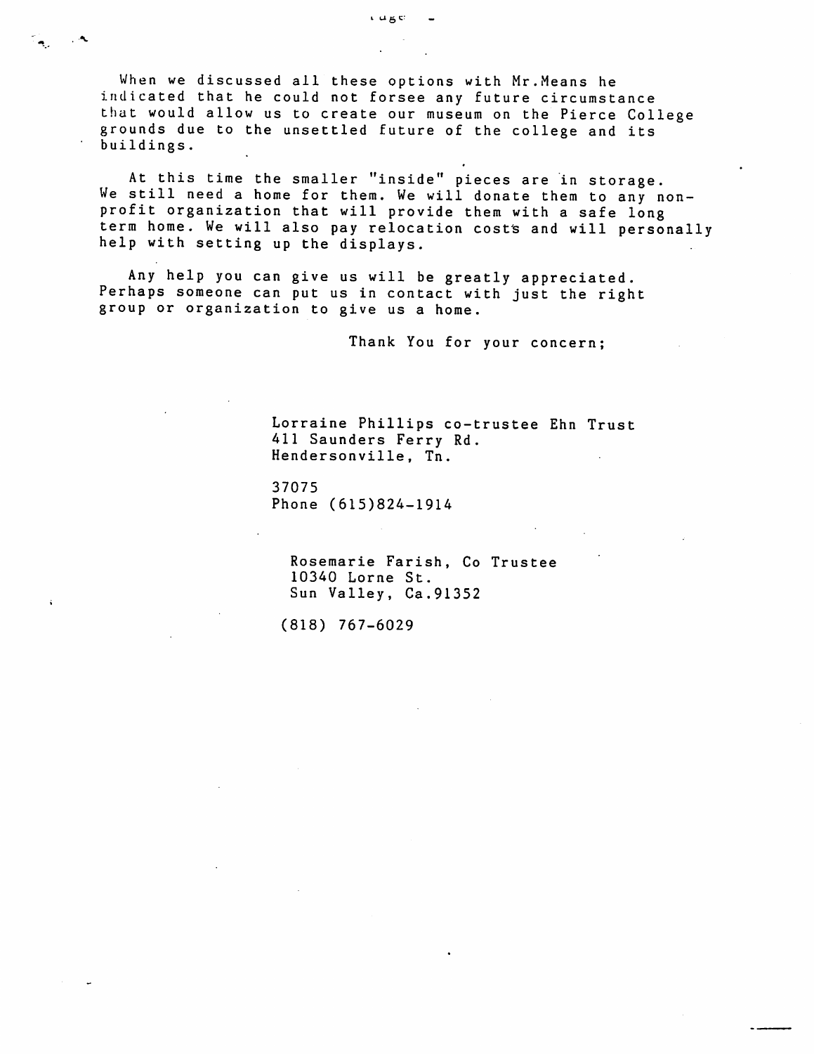When we discussed all these options with Mr.Means he indicated that he could not forsee any future circumstance that would allow us to create our museum on the Pierce College grounds due to the unsettled future of the college and its buildings.

At this time the smaller "inside" pieces are in storage. We still need a home for them. We will donate them to any non-profit organization that will provide them with a safe long term home. We will also pay relocation costs and will personally help with setting up the displays.

Any help you can give us will be greatly appreciated. Perhaps someone can put us in contact with just the right group or organization to give us a home.

Thank You for your concern;

Lorraine Phillips co-trustee Ehn Trust
411 Saunders Ferry Rd.
Hendersonville, Tn.

37075
Phone (615)824-1914

Rosemarie Farish, Co Trustee
10340 Lorne St.
Sun Valley, Ca.91352

(818) 767-6029